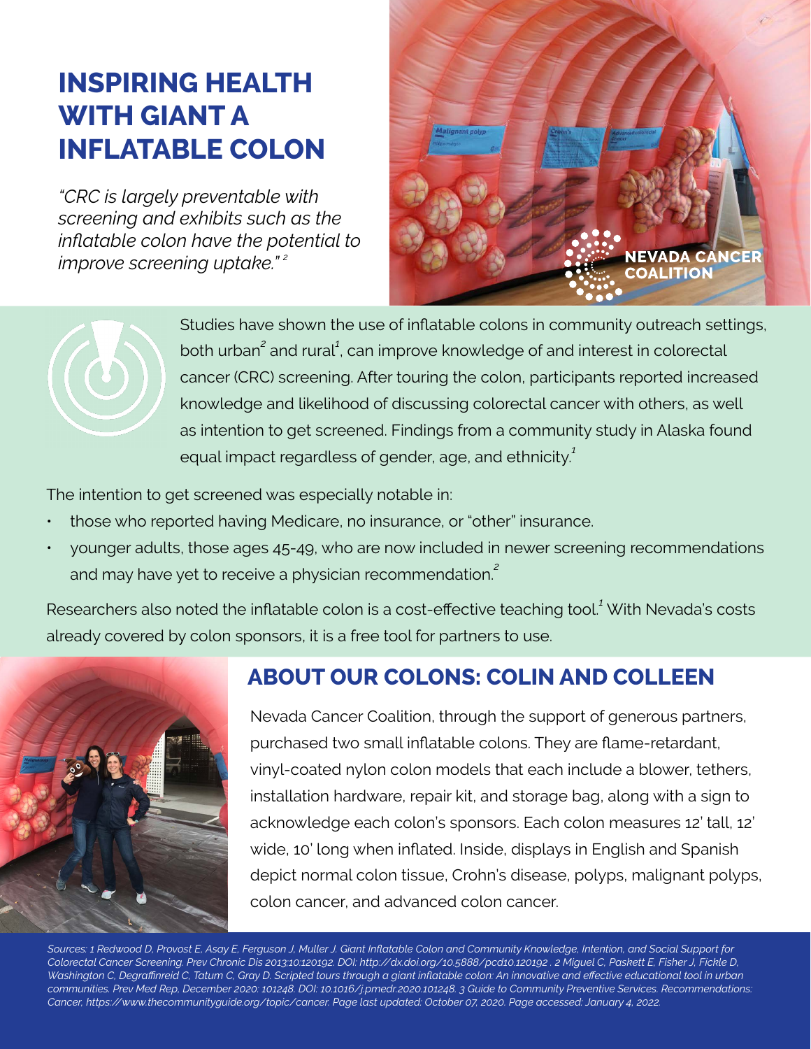# INSPIRING HEALTH WITH GIANT A INFLATABLE COLON

*"CRC is largely preventable with screening and exhibits such as the inflatable colon have the potential to improve screening uptake."[2]*

Studies have shown the use of inflatable colons in community outreach settings, both urban[2] and rural[1], can improve knowledge of and interest in colorectal cancer (CRC) screening. After touring the colon, participants reported increased knowledge and likelihood of discussing colorectal cancer with others, as well as intention to get screened. Findings from a community study in Alaska found equal impact regardless of gender, age, and ethnicity.[1]

The intention to get screened was especially notable in:

- those who reported having Medicare, no insurance, or "other" insurance.
- younger adults, those ages 45-49, who are now included in newer screening recommendations and may have yet to receive a physician recommendation.[2]

Researchers also noted the inflatable colon is a cost-effective teaching tool.[1] With Nevada's costs already covered by colon sponsors, it is a free tool for partners to use.

## ABOUT OUR COLONS: COLIN AND COLLEEN

Nevada Cancer Coalition, through the support of generous partners, purchased two small inflatable colons. They are flame-retardant, vinyl-coated nylon colon models that each include a blower, tethers, installation hardware, repair kit, and storage bag, along with a sign to acknowledge each colon's sponsors. Each colon measures 12' tall, 12' wide, 10' long when inflated. Inside, displays in English and Spanish depict normal colon tissue, Crohn's disease, polyps, malignant polyps, colon cancer, and advanced colon cancer.

*Sources: 1 Redwood D, Provost E, Asay E, Ferguson J, Muller J. Giant Inflatable Colon and Community Knowledge, Intention, and Social Support for Colorectal Cancer Screening. Prev Chronic Dis 2013;10:120192. DOI: http://dx.doi.org/10.5888/pcd10.120192 . 2 Miguel C, Paskett E, Fisher J, Fickle D, Washington C, Degraffinreid C, Tatum C, Gray D. Scripted tours through a giant inflatable colon: An innovative and effective educational tool in urban communities. Prev Med Rep, December 2020: 101248. DOI: 10.1016/j.pmedr.2020.101248. 3 Guide to Community Preventive Services. Recommendations: Cancer, https://www.thecommunityguide.org/topic/cancer. Page last updated: October 07, 2020. Page accessed: January 4, 2022.*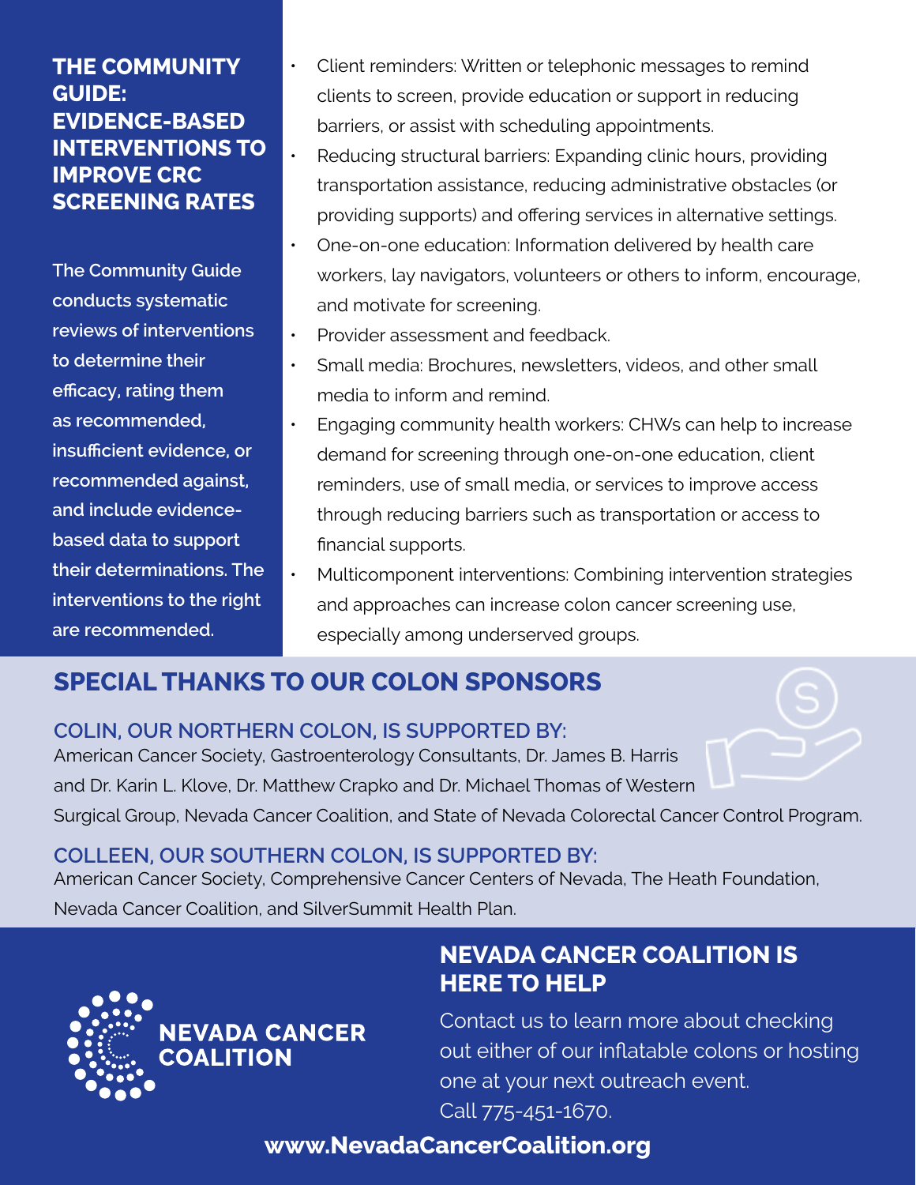## THE COMMUNITY GUIDE: EVIDENCE-BASED INTERVENTIONS TO IMPROVE CRC SCREENING RATES

**The Community Guide conducts systematic reviews of interventions to determine their efficacy, rating them as recommended, insufficient evidence, or recommended against, and include evidence-based data to support their determinations. The interventions to the right are recommended.**

- Client reminders: Written or telephonic messages to remind clients to screen, provide education or support in reducing barriers, or assist with scheduling appointments.
- Reducing structural barriers: Expanding clinic hours, providing transportation assistance, reducing administrative obstacles (or providing supports) and offering services in alternative settings.
- One-on-one education: Information delivered by health care workers, lay navigators, volunteers or others to inform, encourage, and motivate for screening.
- Provider assessment and feedback.
- Small media: Brochures, newsletters, videos, and other small media to inform and remind.
- Engaging community health workers: CHWs can help to increase demand for screening through one-on-one education, client reminders, use of small media, or services to improve access through reducing barriers such as transportation or access to financial supports.
- Multicomponent interventions: Combining intervention strategies and approaches can increase colon cancer screening use, especially among underserved groups.

## SPECIAL THANKS TO OUR COLON SPONSORS

### COLIN, OUR NORTHERN COLON, IS SUPPORTED BY:

American Cancer Society, Gastroenterology Consultants, Dr. James B. Harris and Dr. Karin L. Klove, Dr. Matthew Crapko and Dr. Michael Thomas of Western Surgical Group, Nevada Cancer Coalition, and State of Nevada Colorectal Cancer Control Program.

### COLLEEN, OUR SOUTHERN COLON, IS SUPPORTED BY:

American Cancer Society, Comprehensive Cancer Centers of Nevada, The Heath Foundation, Nevada Cancer Coalition, and SilverSummit Health Plan.

**NEVADA CANCER COALITION**

## NEVADA CANCER COALITION IS HERE TO HELP

Contact us to learn more about checking out either of our inflatable colons or hosting one at your next outreach event. Call 775-451-1670.

**www.NevadaCancerCoalition.org**